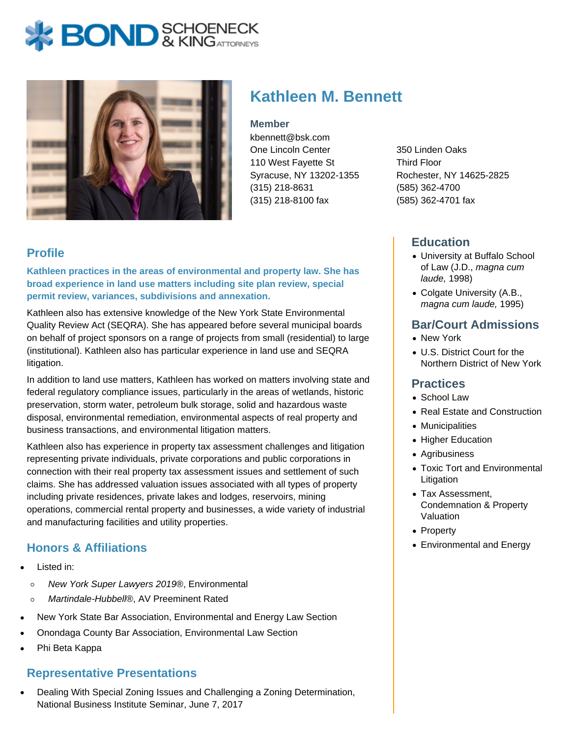# Kathleen M. Bennett

**Member**

kbennett@bsk.com

One Lincoln Center
110 West Fayette St
Syracuse, NY 13202-1355
(315) 218-8631
(315) 218-8100 fax

350 Linden Oaks
Third Floor
Rochester, NY 14625-2825
(585) 362-4700
(585) 362-4701 fax

## Profile

**Kathleen practices in the areas of environmental and property law. She has broad experience in land use matters including site plan review, special permit review, variances, subdivisions and annexation.**

Kathleen also has extensive knowledge of the New York State Environmental Quality Review Act (SEQRA). She has appeared before several municipal boards on behalf of project sponsors on a range of projects from small (residential) to large (institutional). Kathleen also has particular experience in land use and SEQRA litigation.

In addition to land use matters, Kathleen has worked on matters involving state and federal regulatory compliance issues, particularly in the areas of wetlands, historic preservation, storm water, petroleum bulk storage, solid and hazardous waste disposal, environmental remediation, environmental aspects of real property and business transactions, and environmental litigation matters.

Kathleen also has experience in property tax assessment challenges and litigation representing private individuals, private corporations and public corporations in connection with their real property tax assessment issues and settlement of such claims. She has addressed valuation issues associated with all types of property including private residences, private lakes and lodges, reservoirs, mining operations, commercial rental property and businesses, a wide variety of industrial and manufacturing facilities and utility properties.

## Honors & Affiliations

- Listed in:
  - *New York Super Lawyers 2019®*, Environmental
  - *Martindale-Hubbell®*, AV Preeminent Rated
- New York State Bar Association, Environmental and Energy Law Section
- Onondaga County Bar Association, Environmental Law Section
- Phi Beta Kappa

## Representative Presentations

- Dealing With Special Zoning Issues and Challenging a Zoning Determination, National Business Institute Seminar, June 7, 2017

## Education

- University at Buffalo School of Law (J.D., *magna cum laude,* 1998)
- Colgate University (A.B., *magna cum laude,* 1995)

## Bar/Court Admissions

- New York
- U.S. District Court for the Northern District of New York

## Practices

- School Law
- Real Estate and Construction
- Municipalities
- Higher Education
- Agribusiness
- Toxic Tort and Environmental Litigation
- Tax Assessment, Condemnation & Property Valuation
- Property
- Environmental and Energy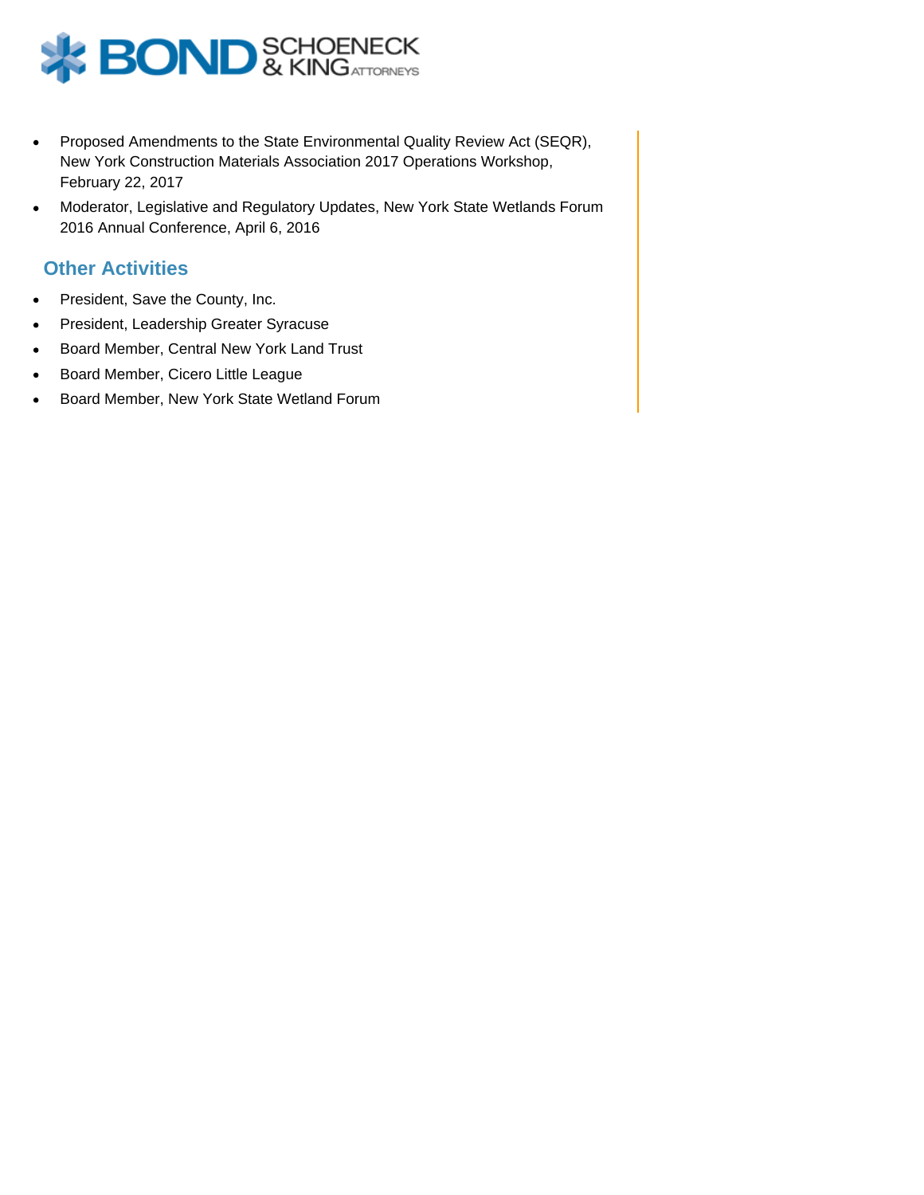- Proposed Amendments to the State Environmental Quality Review Act (SEQR), New York Construction Materials Association 2017 Operations Workshop, February 22, 2017
- Moderator, Legislative and Regulatory Updates, New York State Wetlands Forum 2016 Annual Conference, April 6, 2016

## Other Activities

- President, Save the County, Inc.
- President, Leadership Greater Syracuse
- Board Member, Central New York Land Trust
- Board Member, Cicero Little League
- Board Member, New York State Wetland Forum